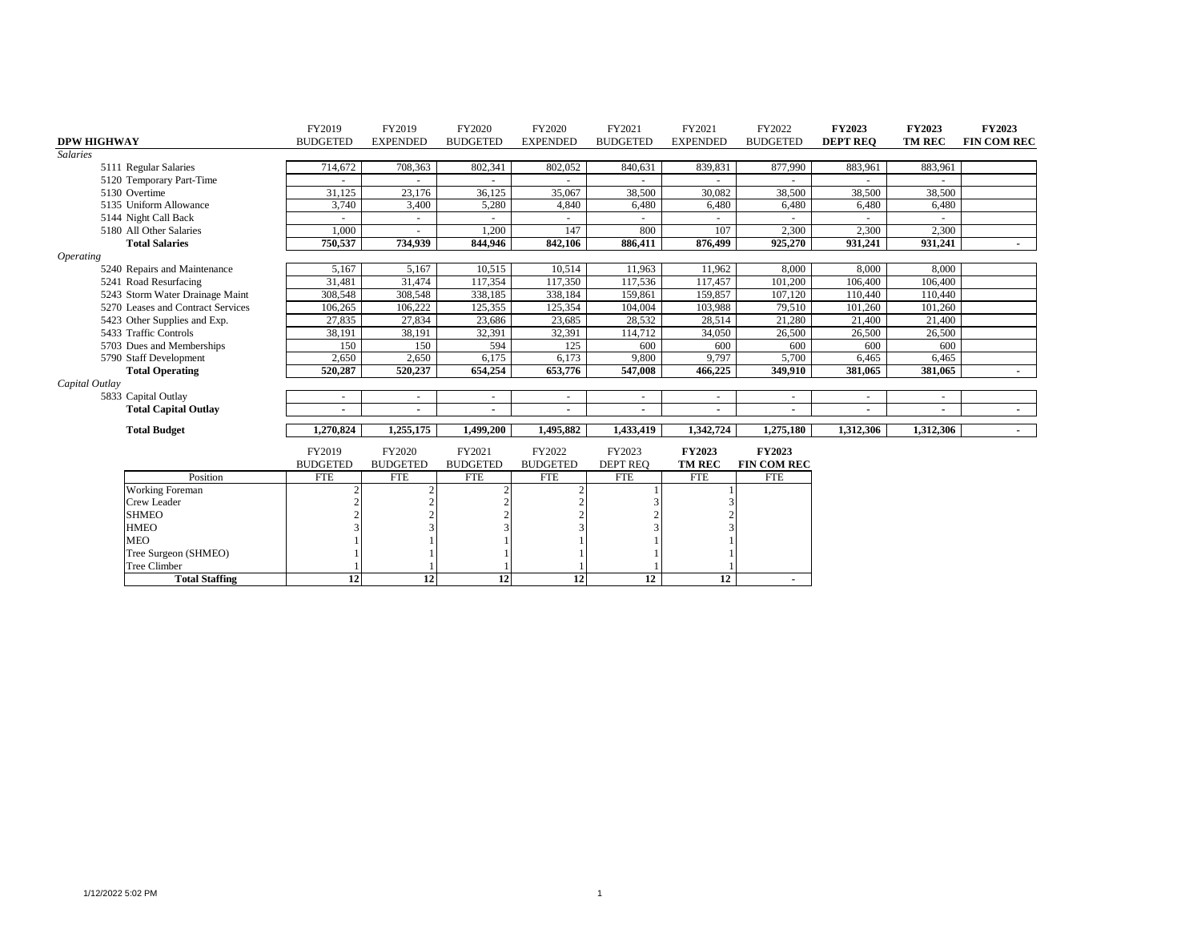| DPW HIGHWAY | FY2019 BUDGETED | FY2019 EXPENDED | FY2020 BUDGETED | FY2020 EXPENDED | FY2021 BUDGETED | FY2021 EXPENDED | FY2022 BUDGETED | **FY2023 DEPT REQ** | **FY2023 TM REC** | **FY2023 FIN COM REC** |
|---|---|---|---|---|---|---|---|---|---|---|
| *Salaries* | | | | | | | | | | |
| 5111 Regular Salaries | 714,672 | 708,363 | 802,341 | 802,052 | 840,631 | 839,831 | 877,990 | 883,961 | 883,961 | |
| 5120 Temporary Part-Time | - | - | - | - | - | - | - | - | - | |
| 5130 Overtime | 31,125 | 23,176 | 36,125 | 35,067 | 38,500 | 30,082 | 38,500 | 38,500 | 38,500 | |
| 5135 Uniform Allowance | 3,740 | 3,400 | 5,280 | 4,840 | 6,480 | 6,480 | 6,480 | 6,480 | 6,480 | |
| 5144 Night Call Back | - | - | - | - | - | - | - | - | - | |
| 5180 All Other Salaries | 1,000 | - | 1,200 | 147 | 800 | 107 | 2,300 | 2,300 | 2,300 | |
| **Total Salaries** | **750,537** | **734,939** | **844,946** | **842,106** | **886,411** | **876,499** | **925,270** | **931,241** | **931,241** | **-** |
| *Operating* | | | | | | | | | | |
| 5240 Repairs and Maintenance | 5,167 | 5,167 | 10,515 | 10,514 | 11,963 | 11,962 | 8,000 | 8,000 | 8,000 | |
| 5241 Road Resurfacing | 31,481 | 31,474 | 117,354 | 117,350 | 117,536 | 117,457 | 101,200 | 106,400 | 106,400 | |
| 5243 Storm Water Drainage Maint | 308,548 | 308,548 | 338,185 | 338,184 | 159,861 | 159,857 | 107,120 | 110,440 | 110,440 | |
| 5270 Leases and Contract Services | 106,265 | 106,222 | 125,355 | 125,354 | 104,004 | 103,988 | 79,510 | 101,260 | 101,260 | |
| 5423 Other Supplies and Exp. | 27,835 | 27,834 | 23,686 | 23,685 | 28,532 | 28,514 | 21,280 | 21,400 | 21,400 | |
| 5433 Traffic Controls | 38,191 | 38,191 | 32,391 | 32,391 | 114,712 | 34,050 | 26,500 | 26,500 | 26,500 | |
| 5703 Dues and Memberships | 150 | 150 | 594 | 125 | 600 | 600 | 600 | 600 | 600 | |
| 5790 Staff Development | 2,650 | 2,650 | 6,175 | 6,173 | 9,800 | 9,797 | 5,700 | 6,465 | 6,465 | |
| **Total Operating** | **520,287** | **520,237** | **654,254** | **653,776** | **547,008** | **466,225** | **349,910** | **381,065** | **381,065** | **-** |
| *Capital Outlay* | | | | | | | | | | |
| 5833 Capital Outlay | - | - | - | - | - | - | - | - | - | |
| **Total Capital Outlay** | **-** | **-** | **-** | **-** | **-** | **-** | **-** | **-** | **-** | **-** |
| **Total Budget** | **1,270,824** | **1,255,175** | **1,499,200** | **1,495,882** | **1,433,419** | **1,342,724** | **1,275,180** | **1,312,306** | **1,312,306** | **-** |

| Position | FY2019 BUDGETED FTE | FY2020 BUDGETED FTE | FY2021 BUDGETED FTE | FY2022 BUDGETED FTE | FY2023 DEPT REQ FTE | **FY2023 TM REC** FTE | **FY2023 FIN COM REC** FTE |
|---|---|---|---|---|---|---|---|
| Working Foreman | 2 | 2 | 2 | 2 | 1 | 1 | |
| Crew Leader | 2 | 2 | 2 | 2 | 3 | 3 | |
| SHMEO | 2 | 2 | 2 | 2 | 2 | 2 | |
| HMEO | 3 | 3 | 3 | 3 | 3 | 3 | |
| MEO | 1 | 1 | 1 | 1 | 1 | 1 | |
| Tree Surgeon (SHMEO) | 1 | 1 | 1 | 1 | 1 | 1 | |
| Tree Climber | 1 | 1 | 1 | 1 | 1 | 1 | |
| **Total Staffing** | **12** | **12** | **12** | **12** | **12** | **12** | **-** |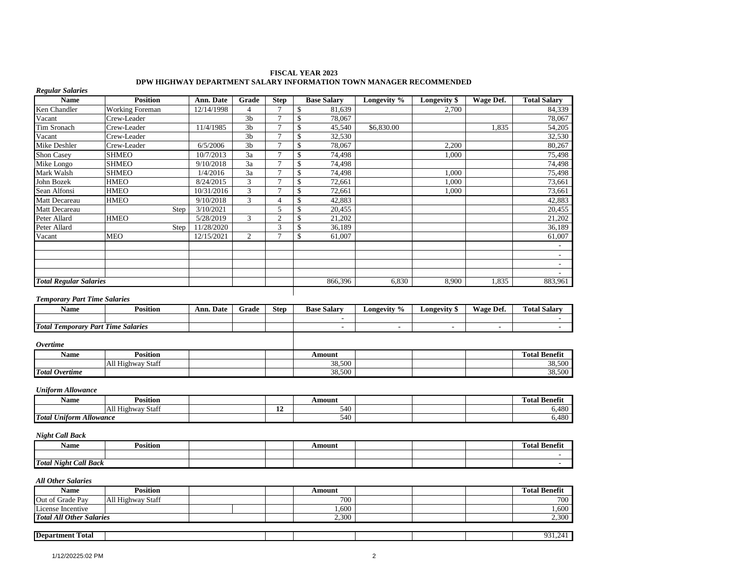**FISCAL YEAR 2023**
**DPW HIGHWAY DEPARTMENT SALARY INFORMATION TOWN MANAGER RECOMMENDED**

***Regular Salaries***

| Name | Position | Ann. Date | Grade | Step | Base Salary | Longevity % | Longevity $ | Wage Def. | Total Salary |
|---|---|---|---|---|---|---|---|---|---|
| Ken Chandler | Working Foreman | 12/14/1998 | 4 | 7 | $ 81,639 | | 2,700 | | 84,339 |
| Vacant | Crew-Leader | | 3b | 7 | $ 78,067 | | | | 78,067 |
| Tim Sronach | Crew-Leader | 11/4/1985 | 3b | 7 | $ 45,540 | $6,830.00 | | 1,835 | 54,205 |
| Vacant | Crew-Leader | | 3b | 7 | $ 32,530 | | | | 32,530 |
| Mike Deshler | Crew-Leader | 6/5/2006 | 3b | 7 | $ 78,067 | | 2,200 | | 80,267 |
| Shon Casey | SHMEO | 10/7/2013 | 3a | 7 | $ 74,498 | | 1,000 | | 75,498 |
| Mike Longo | SHMEO | 9/10/2018 | 3a | 7 | $ 74,498 | | | | 74,498 |
| Mark Walsh | SHMEO | 1/4/2016 | 3a | 7 | $ 74,498 | | 1,000 | | 75,498 |
| John Bozek | HMEO | 8/24/2015 | 3 | 7 | $ 72,661 | | 1,000 | | 73,661 |
| Sean Alfonsi | HMEO | 10/31/2016 | 3 | 7 | $ 72,661 | | 1,000 | | 73,661 |
| Matt Decareau | HMEO | 9/10/2018 | 3 | 4 | $ 42,883 | | | | 42,883 |
| Matt Decareau | Step | 3/10/2021 | | 5 | $ 20,455 | | | | 20,455 |
| Peter Allard | HMEO | 5/28/2019 | 3 | 2 | $ 21,202 | | | | 21,202 |
| Peter Allard | Step | 11/28/2020 | | 3 | $ 36,189 | | | | 36,189 |
| Vacant | MEO | 12/15/2021 | 2 | 7 | $ 61,007 | | | | 61,007 |
| | | | | | | | | | - |
| | | | | | | | | | - |
| | | | | | | | | | - |
| | | | | | | | | | - |
| ***Total Regular Salaries*** | | | | | 866,396 | 6,830 | 8,900 | 1,835 | 883,961 |

***Temporary Part Time Salaries***

| Name | Position | Ann. Date | Grade | Step | Base Salary | Longevity % | Longevity $ | Wage Def. | Total Salary |
|---|---|---|---|---|---|---|---|---|---|
| | | | | | - | | | | - |
| ***Total Temporary Part Time Salaries*** | | | | | - | - | - | - | - |

***Overtime***

| Name | Position | | | | Amount | | | | Total Benefit |
|---|---|---|---|---|---|---|---|---|---|
| | All Highway Staff | | | | 38,500 | | | | 38,500 |
| ***Total Overtime*** | | | | | 38,500 | | | | 38,500 |

***Uniform Allowance***

| Name | Position | | | | Amount | | | | Total Benefit |
|---|---|---|---|---|---|---|---|---|---|
| | All Highway Staff | | | **12** | 540 | | | | 6,480 |
| ***Total Uniform Allowance*** | | | | | 540 | | | | 6,480 |

***Night Call Back***

| Name | Position | | | | Amount | | | | Total Benefit |
|---|---|---|---|---|---|---|---|---|---|
| | | | | | | | | | - |
| ***Total Night Call Back*** | | | | | | | | | - |

***All Other Salaries***

| Name | Position | | | | Amount | | | | Total Benefit |
|---|---|---|---|---|---|---|---|---|---|
| Out of Grade Pay | All Highway Staff | | | | 700 | | | | 700 |
| License Incentive | | | | | 1,600 | | | | 1,600 |
| ***Total All Other Salaries*** | | | | | 2,300 | | | | 2,300 |

| **Department Total** | | | | | | | | | 931,241 |
|---|---|---|---|---|---|---|---|---|---|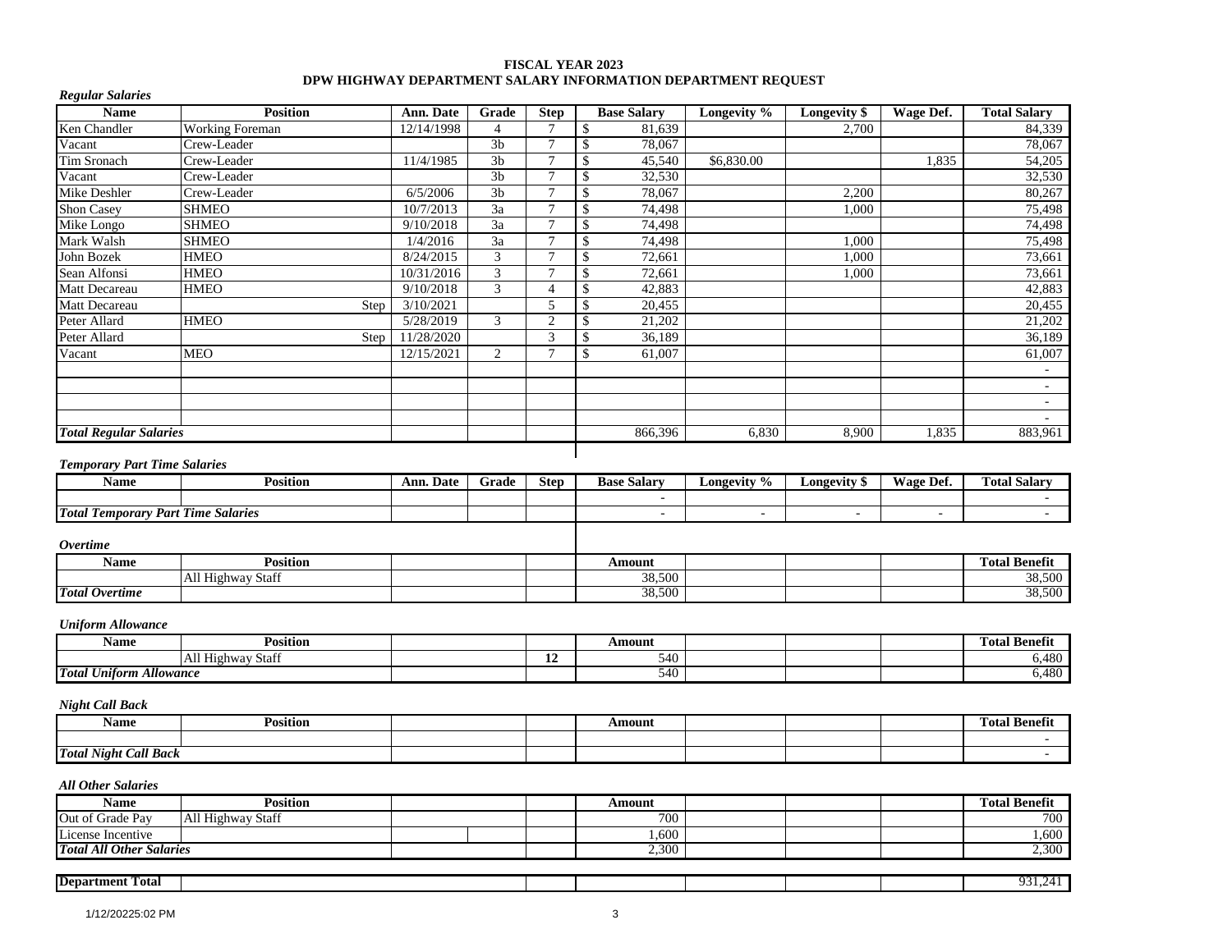**FISCAL YEAR 2023**
**DPW HIGHWAY DEPARTMENT SALARY INFORMATION DEPARTMENT REQUEST**

***Regular Salaries***

| Name | Position | Ann. Date | Grade | Step | Base Salary | Longevity % | Longevity $ | Wage Def. | Total Salary |
|---|---|---|---|---|---|---|---|---|---|
| Ken Chandler | Working Foreman | 12/14/1998 | 4 | 7 | $ 81,639 | | 2,700 | | 84,339 |
| Vacant | Crew-Leader | | 3b | 7 | $ 78,067 | | | | 78,067 |
| Tim Sronach | Crew-Leader | 11/4/1985 | 3b | 7 | $ 45,540 | $6,830.00 | | 1,835 | 54,205 |
| Vacant | Crew-Leader | | 3b | 7 | $ 32,530 | | | | 32,530 |
| Mike Deshler | Crew-Leader | 6/5/2006 | 3b | 7 | $ 78,067 | | 2,200 | | 80,267 |
| Shon Casey | SHMEO | 10/7/2013 | 3a | 7 | $ 74,498 | | 1,000 | | 75,498 |
| Mike Longo | SHMEO | 9/10/2018 | 3a | 7 | $ 74,498 | | | | 74,498 |
| Mark Walsh | SHMEO | 1/4/2016 | 3a | 7 | $ 74,498 | | 1,000 | | 75,498 |
| John Bozek | HMEO | 8/24/2015 | 3 | 7 | $ 72,661 | | 1,000 | | 73,661 |
| Sean Alfonsi | HMEO | 10/31/2016 | 3 | 7 | $ 72,661 | | 1,000 | | 73,661 |
| Matt Decareau | HMEO | 9/10/2018 | 3 | 4 | $ 42,883 | | | | 42,883 |
| Matt Decareau | Step | 3/10/2021 | | 5 | $ 20,455 | | | | 20,455 |
| Peter Allard | HMEO | 5/28/2019 | 3 | 2 | $ 21,202 | | | | 21,202 |
| Peter Allard | Step | 11/28/2020 | | 3 | $ 36,189 | | | | 36,189 |
| Vacant | MEO | 12/15/2021 | 2 | 7 | $ 61,007 | | | | 61,007 |
| | | | | | | | | | - |
| | | | | | | | | | - |
| | | | | | | | | | - |
| | | | | | | | | | - |
| ***Total Regular Salaries*** | | | | | 866,396 | 6,830 | 8,900 | 1,835 | 883,961 |

***Temporary Part Time Salaries***

| Name | Position | Ann. Date | Grade | Step | Base Salary | Longevity % | Longevity $ | Wage Def. | Total Salary |
|---|---|---|---|---|---|---|---|---|---|
| | | | | | - | | | | - |
| ***Total Temporary Part Time Salaries*** | | | | | - | - | - | - | - |

***Overtime***

| Name | Position | | | Amount | | | | Total Benefit |
|---|---|---|---|---|---|---|---|---|
| | All Highway Staff | | | 38,500 | | | | 38,500 |
| ***Total Overtime*** | | | | 38,500 | | | | 38,500 |

***Uniform Allowance***

| Name | Position | | | Amount | | | | Total Benefit |
|---|---|---|---|---|---|---|---|---|
| | All Highway Staff | | **12** | 540 | | | | 6,480 |
| ***Total Uniform Allowance*** | | | | 540 | | | | 6,480 |

***Night Call Back***

| Name | Position | | | Amount | | | | Total Benefit |
|---|---|---|---|---|---|---|---|---|
| | | | | | | | | - |
| ***Total Night Call Back*** | | | | | | | | - |

***All Other Salaries***

| Name | Position | | | Amount | | | | Total Benefit |
|---|---|---|---|---|---|---|---|---|
| Out of Grade Pay | All Highway Staff | | | 700 | | | | 700 |
| License Incentive | | | | 1,600 | | | | 1,600 |
| ***Total All Other Salaries*** | | | | 2,300 | | | | 2,300 |

| **Department Total** | | | | | | | | 931,241 |
|---|---|---|---|---|---|---|---|---|

1/12/20225:02 PM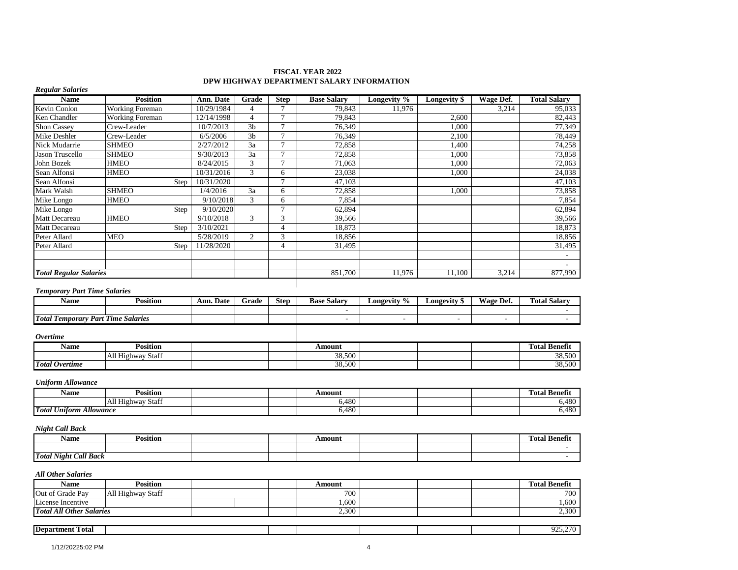## FISCAL YEAR 2022
## DPW HIGHWAY DEPARTMENT SALARY INFORMATION

*Regular Salaries*

| Name | Position | Ann. Date | Grade | Step | Base Salary | Longevity % | Longevity $ | Wage Def. | Total Salary |
|---|---|---|---|---|---|---|---|---|---|
| Kevin Conlon | Working Foreman | 10/29/1984 | 4 | 7 | 79,843 | 11,976 | | 3,214 | 95,033 |
| Ken Chandler | Working Foreman | 12/14/1998 | 4 | 7 | 79,843 | | 2,600 | | 82,443 |
| Shon Cassey | Crew-Leader | 10/7/2013 | 3b | 7 | 76,349 | | 1,000 | | 77,349 |
| Mike Deshler | Crew-Leader | 6/5/2006 | 3b | 7 | 76,349 | | 2,100 | | 78,449 |
| Nick Mudarrie | SHMEO | 2/27/2012 | 3a | 7 | 72,858 | | 1,400 | | 74,258 |
| Jason Truscello | SHMEO | 9/30/2013 | 3a | 7 | 72,858 | | 1,000 | | 73,858 |
| John Bozek | HMEO | 8/24/2015 | 3 | 7 | 71,063 | | 1,000 | | 72,063 |
| Sean Alfonsi | HMEO | 10/31/2016 | 3 | 6 | 23,038 | | 1,000 | | 24,038 |
| Sean Alfonsi | Step | 10/31/2020 | | 7 | 47,103 | | | | 47,103 |
| Mark Walsh | SHMEO | 1/4/2016 | 3a | 6 | 72,858 | | 1,000 | | 73,858 |
| Mike Longo | HMEO | 9/10/2018 | 3 | 6 | 7,854 | | | | 7,854 |
| Mike Longo | Step | 9/10/2020 | | 7 | 62,894 | | | | 62,894 |
| Matt Decareau | HMEO | 9/10/2018 | 3 | 3 | 39,566 | | | | 39,566 |
| Matt Decareau | Step | 3/10/2021 | | 4 | 18,873 | | | | 18,873 |
| Peter Allard | MEO | 5/28/2019 | 2 | 3 | 18,856 | | | | 18,856 |
| Peter Allard | Step | 11/28/2020 | | 4 | 31,495 | | | | 31,495 |
| | | | | | | | | | - |
| | | | | | | | | | - |
| ***Total Regular Salaries*** | | | | | 851,700 | 11,976 | 11,100 | 3,214 | 877,990 |

*Temporary Part Time Salaries*

| Name | Position | Ann. Date | Grade | Step | Base Salary | Longevity % | Longevity $ | Wage Def. | Total Salary |
|---|---|---|---|---|---|---|---|---|---|
| | | | | | - | | | | - |
| ***Total Temporary Part Time Salaries*** | | | | | - | - | - | - | - |

*Overtime*

| Name | Position | | | | Amount | | | | Total Benefit |
|---|---|---|---|---|---|---|---|---|---|
| | All Highway Staff | | | | 38,500 | | | | 38,500 |
| ***Total Overtime*** | | | | | 38,500 | | | | 38,500 |

*Uniform Allowance*

| Name | Position | | | | Amount | | | | Total Benefit |
|---|---|---|---|---|---|---|---|---|---|
| | All Highway Staff | | | | 6,480 | | | | 6,480 |
| ***Total Uniform Allowance*** | | | | | 6,480 | | | | 6,480 |

*Night Call Back*

| Name | Position | | | | Amount | | | | Total Benefit |
|---|---|---|---|---|---|---|---|---|---|
| | | | | | | | | | - |
| ***Total Night Call Back*** | | | | | | | | | - |

*All Other Salaries*

| Name | Position | | | | Amount | | | | Total Benefit |
|---|---|---|---|---|---|---|---|---|---|
| Out of Grade Pay | All Highway Staff | | | | 700 | | | | 700 |
| License Incentive | | | | | 1,600 | | | | 1,600 |
| ***Total All Other Salaries*** | | | | | 2,300 | | | | 2,300 |

| **Department Total** | | | | | | | | | 925,270 |
|---|---|---|---|---|---|---|---|---|---|

1/12/20225:02 PM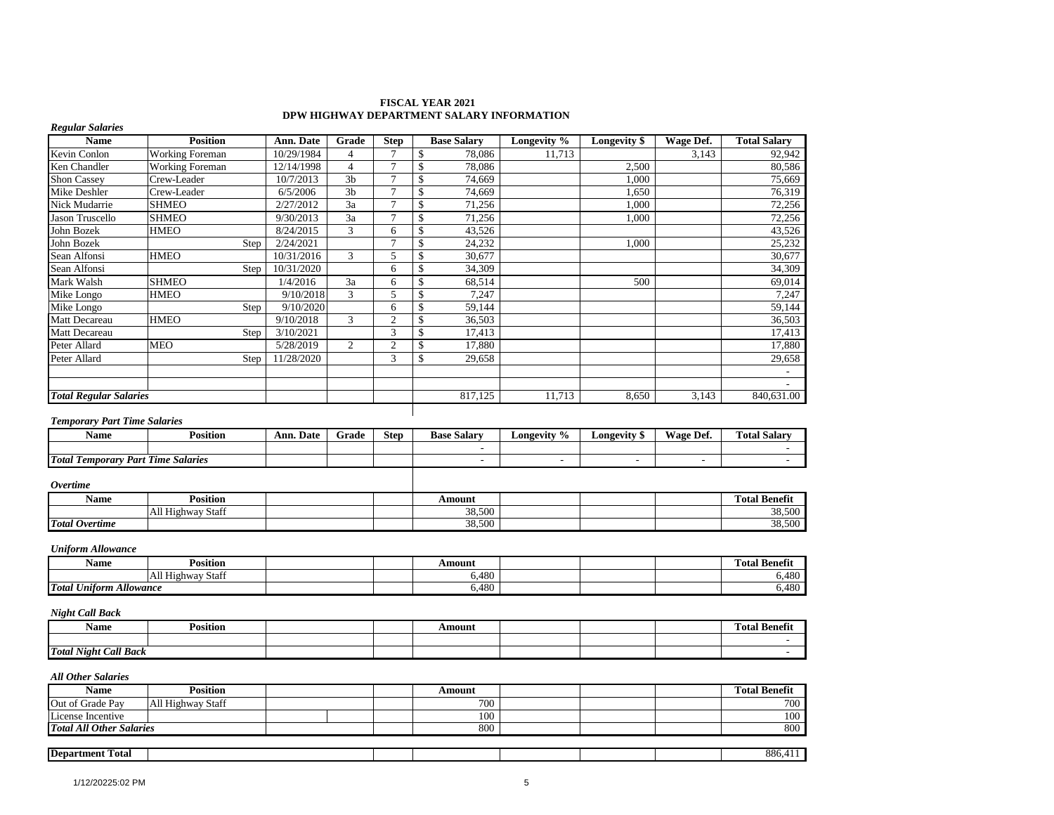# FISCAL YEAR 2021
## DPW HIGHWAY DEPARTMENT SALARY INFORMATION

*Regular Salaries*

| Name | Position | Ann. Date | Grade | Step | Base Salary | Longevity % | Longevity $ | Wage Def. | Total Salary |
|---|---|---|---|---|---|---|---|---|---|
| Kevin Conlon | Working Foreman | 10/29/1984 | 4 | 7 | $ 78,086 | 11,713 | | 3,143 | 92,942 |
| Ken Chandler | Working Foreman | 12/14/1998 | 4 | 7 | $ 78,086 | | 2,500 | | 80,586 |
| Shon Cassey | Crew-Leader | 10/7/2013 | 3b | 7 | $ 74,669 | | 1,000 | | 75,669 |
| Mike Deshler | Crew-Leader | 6/5/2006 | 3b | 7 | $ 74,669 | | 1,650 | | 76,319 |
| Nick Mudarrie | SHMEO | 2/27/2012 | 3a | 7 | $ 71,256 | | 1,000 | | 72,256 |
| Jason Truscello | SHMEO | 9/30/2013 | 3a | 7 | $ 71,256 | | 1,000 | | 72,256 |
| John Bozek | HMEO | 8/24/2015 | 3 | 6 | $ 43,526 | | | | 43,526 |
| John Bozek | Step | 2/24/2021 | | 7 | $ 24,232 | | 1,000 | | 25,232 |
| Sean Alfonsi | HMEO | 10/31/2016 | 3 | 5 | $ 30,677 | | | | 30,677 |
| Sean Alfonsi | Step | 10/31/2020 | | 6 | $ 34,309 | | | | 34,309 |
| Mark Walsh | SHMEO | 1/4/2016 | 3a | 6 | $ 68,514 | | 500 | | 69,014 |
| Mike Longo | HMEO | 9/10/2018 | 3 | 5 | $ 7,247 | | | | 7,247 |
| Mike Longo | Step | 9/10/2020 | | 6 | $ 59,144 | | | | 59,144 |
| Matt Decareau | HMEO | 9/10/2018 | 3 | 2 | $ 36,503 | | | | 36,503 |
| Matt Decareau | Step | 3/10/2021 | | 3 | $ 17,413 | | | | 17,413 |
| Peter Allard | MEO | 5/28/2019 | 2 | 2 | $ 17,880 | | | | 17,880 |
| Peter Allard | Step | 11/28/2020 | | 3 | $ 29,658 | | | | 29,658 |
| | | | | | | | | | - |
| | | | | | | | | | - |
| ***Total Regular Salaries*** | | | | | 817,125 | 11,713 | 8,650 | 3,143 | 840,631.00 |

*Temporary Part Time Salaries*

| Name | Position | Ann. Date | Grade | Step | Base Salary | Longevity % | Longevity $ | Wage Def. | Total Salary |
|---|---|---|---|---|---|---|---|---|---|
| | | | | | - | | | | - |
| ***Total Temporary Part Time Salaries*** | | | | | - | - | - | - | - |

*Overtime*

| Name | Position | | | | Amount | | | | Total Benefit |
|---|---|---|---|---|---|---|---|---|---|
| | All Highway Staff | | | | 38,500 | | | | 38,500 |
| ***Total Overtime*** | | | | | 38,500 | | | | 38,500 |

*Uniform Allowance*

| Name | Position | | | | Amount | | | | Total Benefit |
|---|---|---|---|---|---|---|---|---|---|
| | All Highway Staff | | | | 6,480 | | | | 6,480 |
| ***Total Uniform Allowance*** | | | | | 6,480 | | | | 6,480 |

*Night Call Back*

| Name | Position | | | | Amount | | | | Total Benefit |
|---|---|---|---|---|---|---|---|---|---|
| | | | | | | | | | - |
| ***Total Night Call Back*** | | | | | | | | | - |

*All Other Salaries*

| Name | Position | | | | Amount | | | | Total Benefit |
|---|---|---|---|---|---|---|---|---|---|
| Out of Grade Pay | All Highway Staff | | | | 700 | | | | 700 |
| License Incentive | | | | | 100 | | | | 100 |
| ***Total All Other Salaries*** | | | | | 800 | | | | 800 |

| **Department Total** | | | | | | | | | 886,411 |
|---|---|---|---|---|---|---|---|---|---|

1/12/20225:02 PM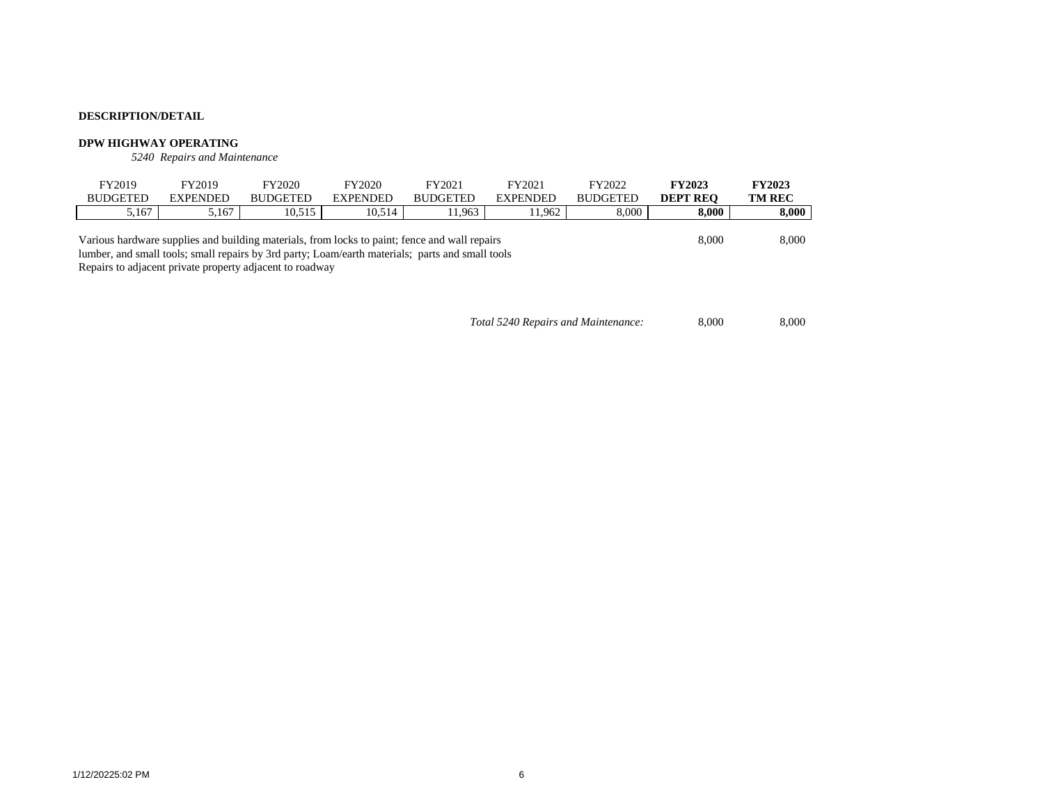**DESCRIPTION/DETAIL**

**DPW HIGHWAY OPERATING**

*5240 Repairs and Maintenance*

| FY2019 BUDGETED | FY2019 EXPENDED | FY2020 BUDGETED | FY2020 EXPENDED | FY2021 BUDGETED | FY2021 EXPENDED | FY2022 BUDGETED | **FY2023 DEPT REQ** | **FY2023 TM REC** |
|---|---|---|---|---|---|---|---|---|
| 5,167 | 5,167 | 10,515 | 10,514 | 11,963 | 11,962 | 8,000 | **8,000** | **8,000** |

| Description | FY2023 DEPT REQ | FY2023 TM REC |
|---|---|---|
| Various hardware supplies and building materials, from locks to paint; fence and wall repairs lumber, and small tools; small repairs by 3rd party; Loam/earth materials; parts and small tools Repairs to adjacent private property adjacent to roadway | 8,000 | 8,000 |
| *Total 5240 Repairs and Maintenance:* | 8,000 | 8,000 |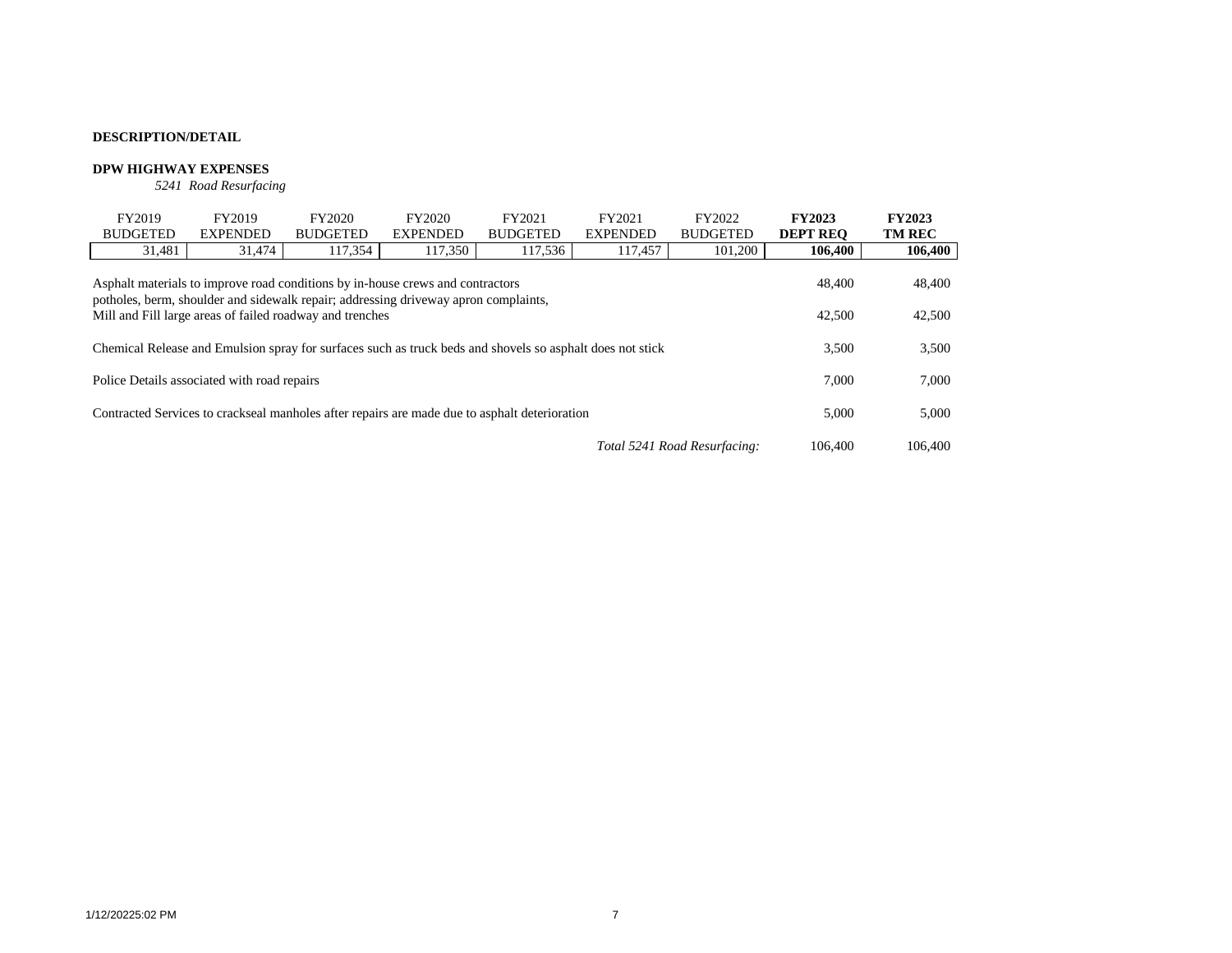**DESCRIPTION/DETAIL**

**DPW HIGHWAY EXPENSES**

*5241 Road Resurfacing*

| FY2019 BUDGETED | FY2019 EXPENDED | FY2020 BUDGETED | FY2020 EXPENDED | FY2021 BUDGETED | FY2021 EXPENDED | FY2022 BUDGETED | **FY2023 DEPT REQ** | **FY2023 TM REC** |
|---|---|---|---|---|---|---|---|---|
| 31,481 | 31,474 | 117,354 | 117,350 | 117,536 | 117,457 | 101,200 | **106,400** | **106,400** |

| Description | FY2023 DEPT REQ | FY2023 TM REC |
|---|---|---|
| Asphalt materials to improve road conditions by in-house crews and contractors potholes, berm, shoulder and sidewalk repair; addressing driveway apron complaints, | 48,400 | 48,400 |
| Mill and Fill large areas of failed roadway and trenches | 42,500 | 42,500 |
| Chemical Release and Emulsion spray for surfaces such as truck beds and shovels so asphalt does not stick | 3,500 | 3,500 |
| Police Details associated with road repairs | 7,000 | 7,000 |
| Contracted Services to crackseal manholes after repairs are made due to asphalt deterioration | 5,000 | 5,000 |
| *Total 5241 Road Resurfacing:* | 106,400 | 106,400 |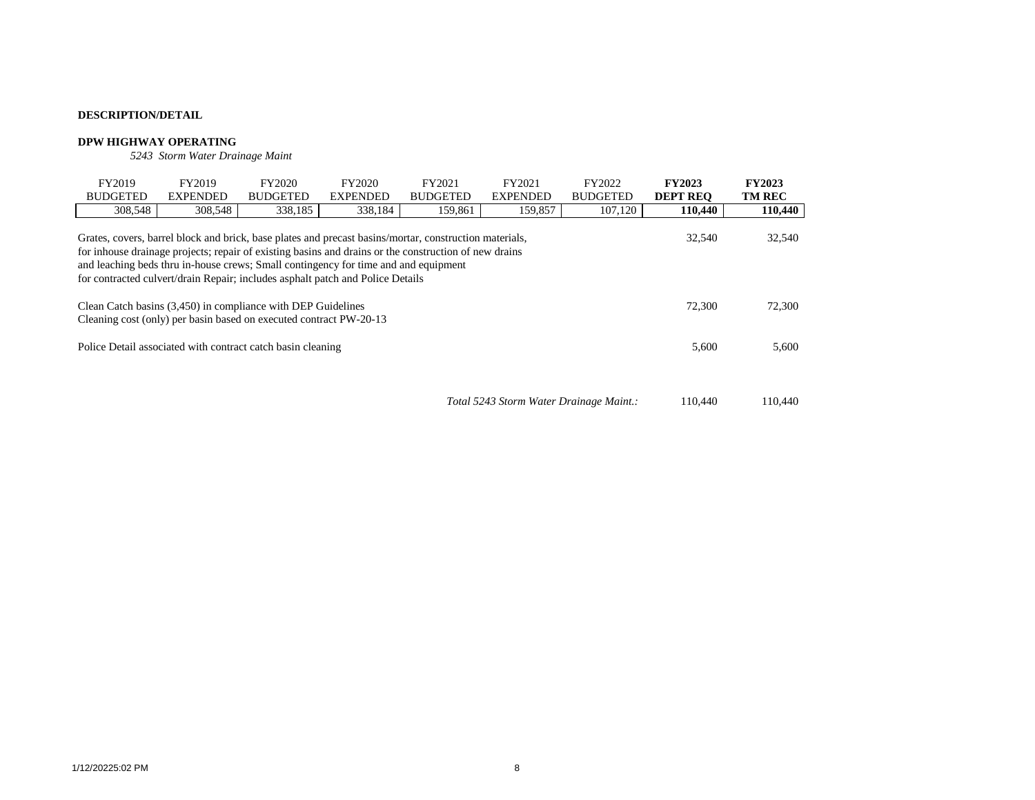**DESCRIPTION/DETAIL**

**DPW HIGHWAY OPERATING**

*5243 Storm Water Drainage Maint*

| FY2019 BUDGETED | FY2019 EXPENDED | FY2020 BUDGETED | FY2020 EXPENDED | FY2021 BUDGETED | FY2021 EXPENDED | FY2022 BUDGETED | **FY2023 DEPT REQ** | **FY2023 TM REC** |
|---|---|---|---|---|---|---|---|---|
| 308,548 | 308,548 | 338,185 | 338,184 | 159,861 | 159,857 | 107,120 | **110,440** | **110,440** |

| Description | FY2023 DEPT REQ | FY2023 TM REC |
|---|---|---|
| Grates, covers, barrel block and brick, base plates and precast basins/mortar, construction materials, for inhouse drainage projects; repair of existing basins and drains or the construction of new drains and leaching beds thru in-house crews; Small contingency for time and and equipment for contracted culvert/drain Repair; includes asphalt patch and Police Details | 32,540 | 32,540 |
| Clean Catch basins (3,450) in compliance with DEP Guidelines Cleaning cost (only) per basin based on executed contract PW-20-13 | 72,300 | 72,300 |
| Police Detail associated with contract catch basin cleaning | 5,600 | 5,600 |
| *Total 5243 Storm Water Drainage Maint.:* | 110,440 | 110,440 |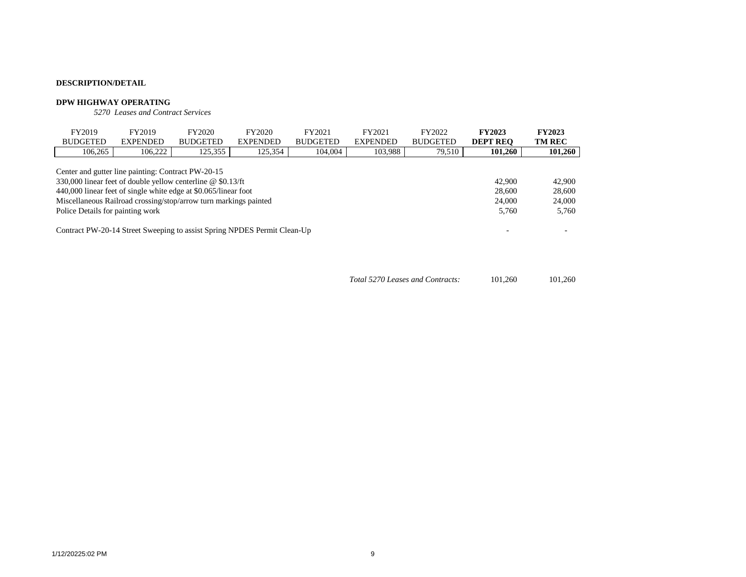**DESCRIPTION/DETAIL**

**DPW HIGHWAY OPERATING**

*5270 Leases and Contract Services*

| FY2019 BUDGETED | FY2019 EXPENDED | FY2020 BUDGETED | FY2020 EXPENDED | FY2021 BUDGETED | FY2021 EXPENDED | FY2022 BUDGETED | **FY2023 DEPT REQ** | **FY2023 TM REC** |
|---|---|---|---|---|---|---|---|---|
| 106,265 | 106,222 | 125,355 | 125,354 | 104,004 | 103,988 | 79,510 | **101,260** | **101,260** |

| Description | FY2023 DEPT REQ | FY2023 TM REC |
|---|---|---|
| Center and gutter line painting: Contract PW-20-15 | | |
| 330,000 linear feet of double yellow centerline @ $0.13/ft | 42,900 | 42,900 |
| 440,000 linear feet of single white edge at $0.065/linear foot | 28,600 | 28,600 |
| Miscellaneous Railroad crossing/stop/arrow turn markings painted | 24,000 | 24,000 |
| Police Details for painting work | 5,760 | 5,760 |
| Contract PW-20-14 Street Sweeping to assist Spring NPDES Permit Clean-Up | - | - |
| *Total 5270 Leases and Contracts:* | 101,260 | 101,260 |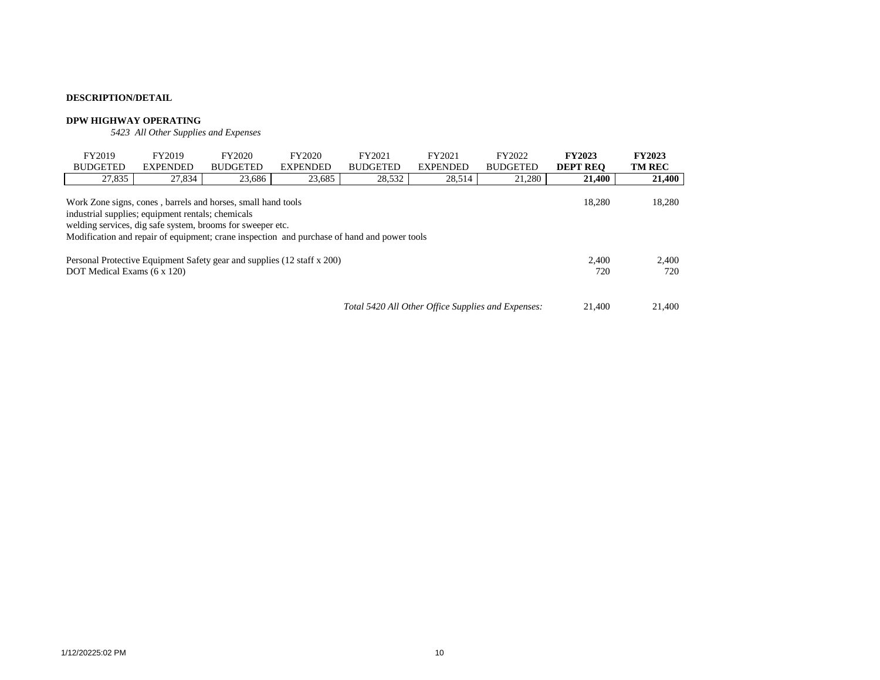**DESCRIPTION/DETAIL**

**DPW HIGHWAY OPERATING**

*5423 All Other Supplies and Expenses*

| FY2019 BUDGETED | FY2019 EXPENDED | FY2020 BUDGETED | FY2020 EXPENDED | FY2021 BUDGETED | FY2021 EXPENDED | FY2022 BUDGETED | **FY2023 DEPT REQ** | **FY2023 TM REC** |
|---|---|---|---|---|---|---|---|---|
| 27,835 | 27,834 | 23,686 | 23,685 | 28,532 | 28,514 | 21,280 | **21,400** | **21,400** |

| Description | FY2023 DEPT REQ | FY2023 TM REC |
|---|---|---|
| Work Zone signs, cones , barrels and horses, small hand tools<br>industrial supplies; equipment rentals; chemicals<br>welding services, dig safe system, brooms for sweeper etc.<br>Modification and repair of equipment; crane inspection and purchase of hand and power tools | 18,280 | 18,280 |
| Personal Protective Equipment Safety gear and supplies (12 staff x 200) | 2,400 | 2,400 |
| DOT Medical Exams (6 x 120) | 720 | 720 |
| *Total 5420 All Other Office Supplies and Expenses:* | 21,400 | 21,400 |

1/12/20225:02 PM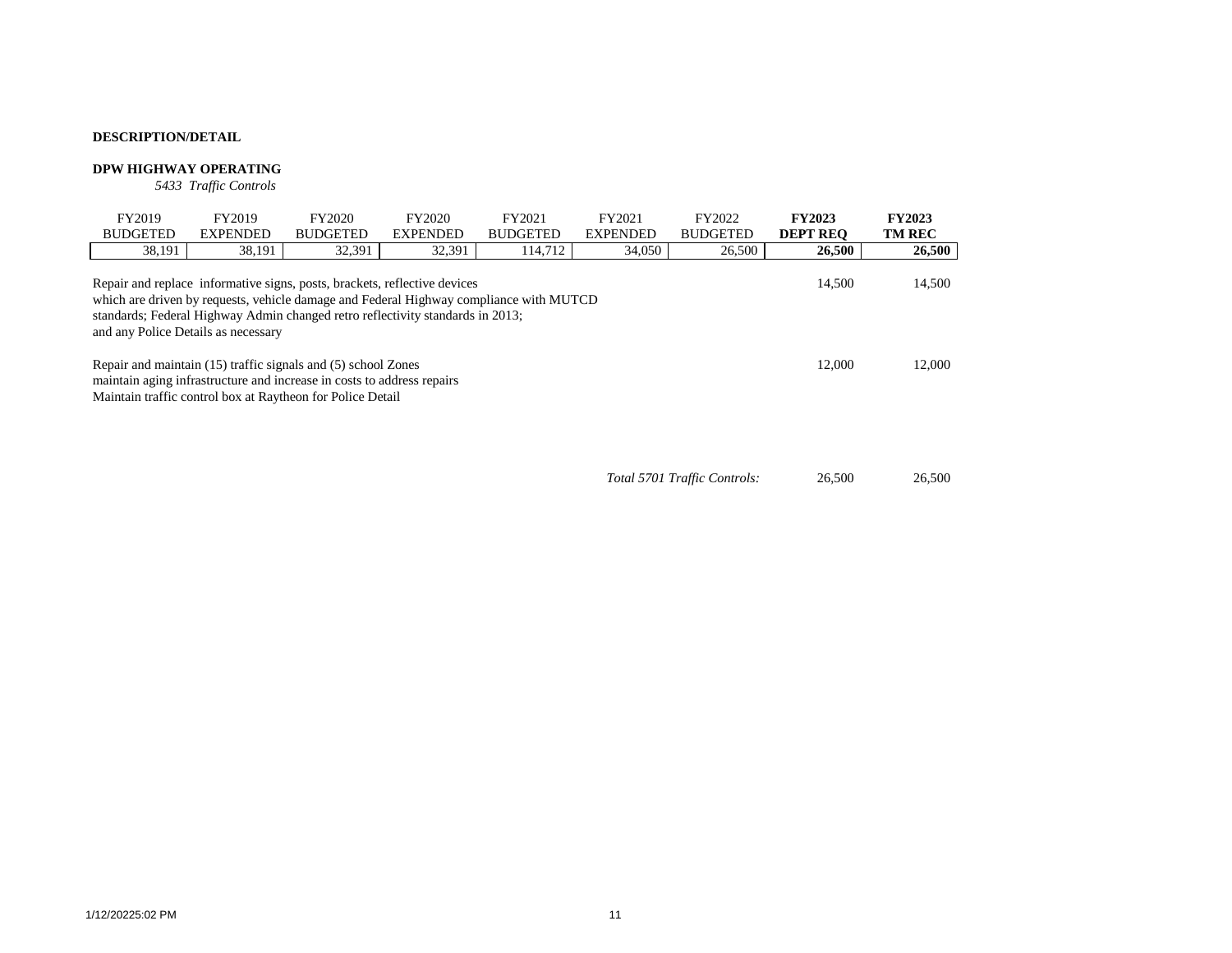**DESCRIPTION/DETAIL**

**DPW HIGHWAY OPERATING**

*5433 Traffic Controls*

| FY2019 BUDGETED | FY2019 EXPENDED | FY2020 BUDGETED | FY2020 EXPENDED | FY2021 BUDGETED | FY2021 EXPENDED | FY2022 BUDGETED | **FY2023 DEPT REQ** | **FY2023 TM REC** |
|---|---|---|---|---|---|---|---|---|
| 38,191 | 38,191 | 32,391 | 32,391 | 114,712 | 34,050 | 26,500 | **26,500** | **26,500** |

| Description | FY2023 DEPT REQ | FY2023 TM REC |
|---|---|---|
| Repair and replace informative signs, posts, brackets, reflective devices which are driven by requests, vehicle damage and Federal Highway compliance with MUTCD standards; Federal Highway Admin changed retro reflectivity standards in 2013; and any Police Details as necessary | 14,500 | 14,500 |
| Repair and maintain (15) traffic signals and (5) school Zones maintain aging infrastructure and increase in costs to address repairs Maintain traffic control box at Raytheon for Police Detail | 12,000 | 12,000 |
| *Total 5701 Traffic Controls:* | 26,500 | 26,500 |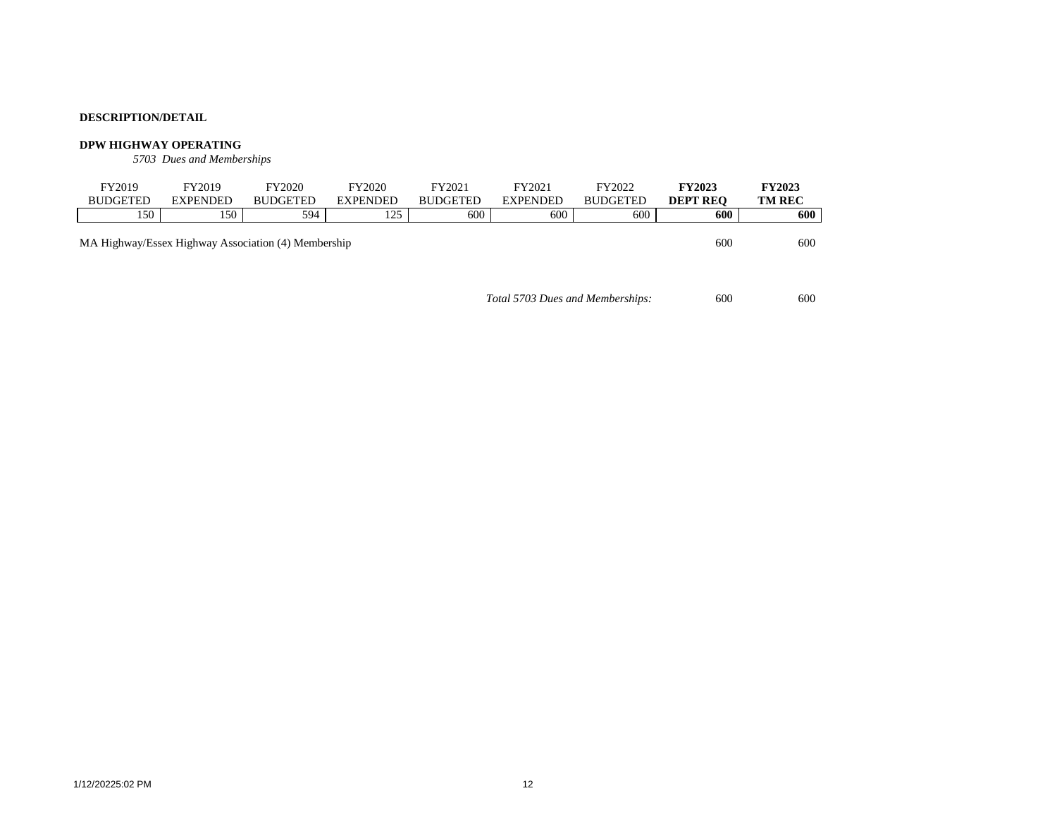**DESCRIPTION/DETAIL**

**DPW HIGHWAY OPERATING**

*5703 Dues and Memberships*

| FY2019 BUDGETED | FY2019 EXPENDED | FY2020 BUDGETED | FY2020 EXPENDED | FY2021 BUDGETED | FY2021 EXPENDED | FY2022 BUDGETED | **FY2023 DEPT REQ** | **FY2023 TM REC** |
|---|---|---|---|---|---|---|---|---|
| 150 | 150 | 594 | 125 | 600 | 600 | 600 | **600** | **600** |

| | | |
|---|---|---|
| MA Highway/Essex Highway Association (4) Membership | 600 | 600 |
| *Total 5703 Dues and Memberships:* | 600 | 600 |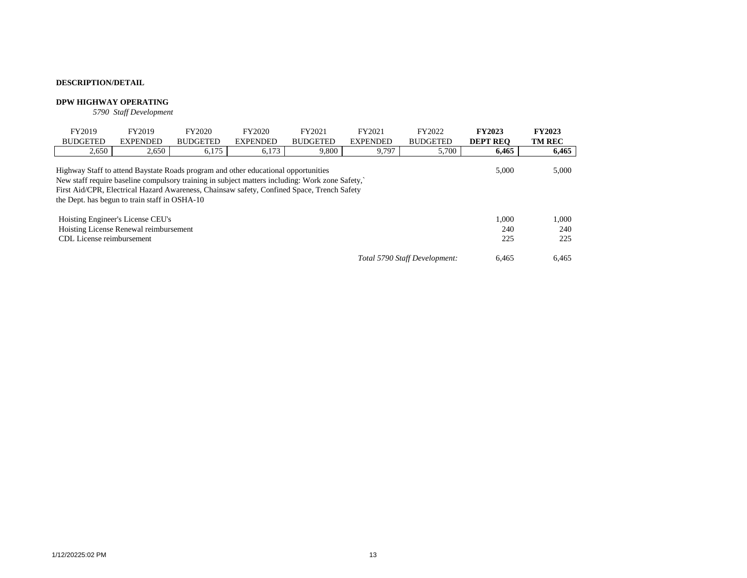**DESCRIPTION/DETAIL**

**DPW HIGHWAY OPERATING**

*5790 Staff Development*

| FY2019 BUDGETED | FY2019 EXPENDED | FY2020 BUDGETED | FY2020 EXPENDED | FY2021 BUDGETED | FY2021 EXPENDED | FY2022 BUDGETED | **FY2023 DEPT REQ** | **FY2023 TM REC** |
|---|---|---|---|---|---|---|---|---|
| 2,650 | 2,650 | 6,175 | 6,173 | 9,800 | 9,797 | 5,700 | **6,465** | **6,465** |

| Description | FY2023 DEPT REQ | FY2023 TM REC |
|---|---|---|
| Highway Staff to attend Baystate Roads program and other educational opportunities New staff require baseline compulsory training in subject matters including: Work zone Safety,` First Aid/CPR, Electrical Hazard Awareness, Chainsaw safety, Confined Space, Trench Safety the Dept. has begun to train staff in OSHA-10 | 5,000 | 5,000 |
| Hoisting Engineer's License CEU's | 1,000 | 1,000 |
| Hoisting License Renewal reimbursement | 240 | 240 |
| CDL License reimbursement | 225 | 225 |
| *Total 5790 Staff Development:* | 6,465 | 6,465 |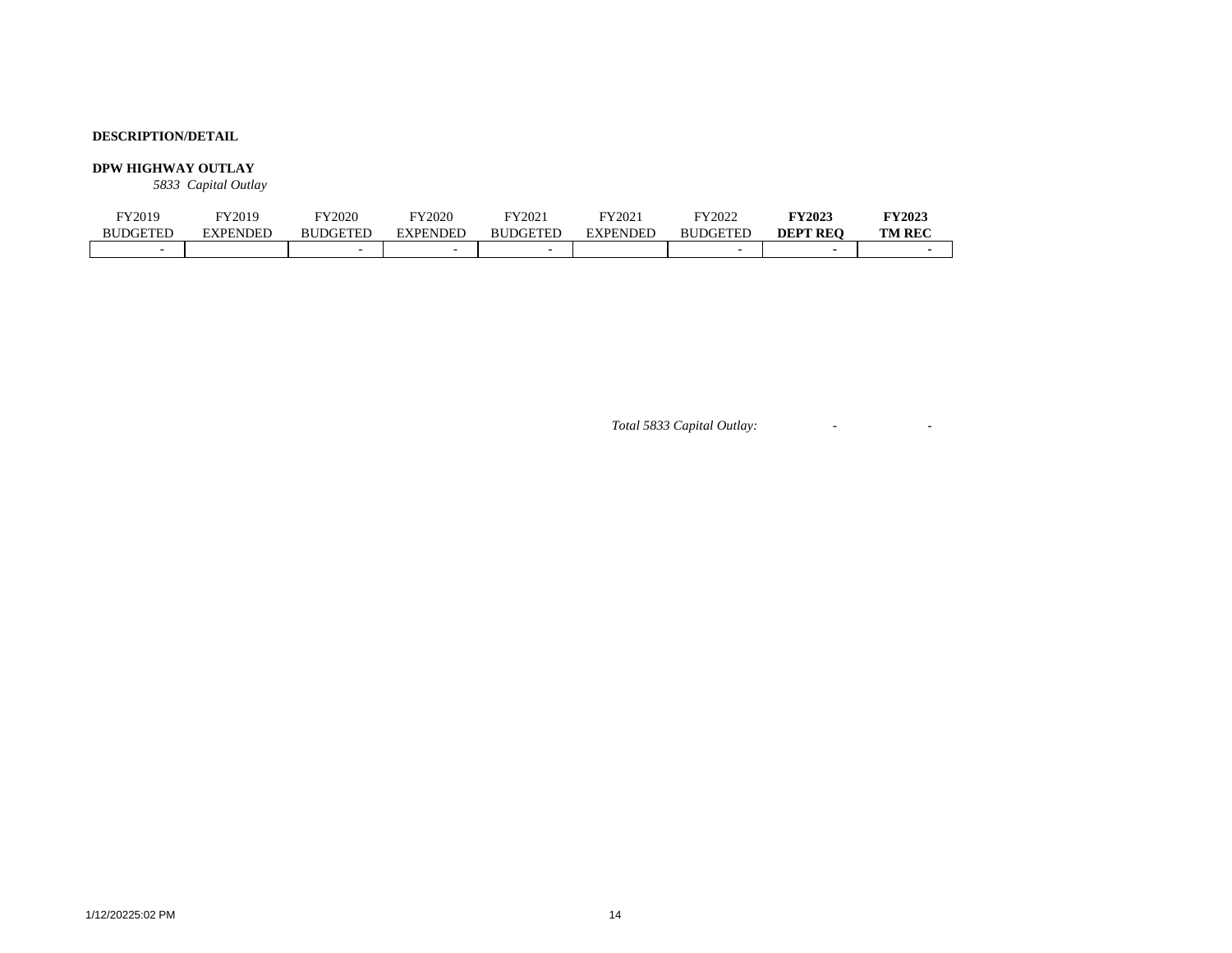**DESCRIPTION/DETAIL**

**DPW HIGHWAY OUTLAY**

*5833 Capital Outlay*

| FY2019 BUDGETED | FY2019 EXPENDED | FY2020 BUDGETED | FY2020 EXPENDED | FY2021 BUDGETED | FY2021 EXPENDED | FY2022 BUDGETED | **FY2023 DEPT REQ** | **FY2023 TM REC** |
|---|---|---|---|---|---|---|---|---|
| - | | - | - | - | | - | - | - |

| | | |
|---|---|---|
| *Total 5833 Capital Outlay:* | - | - |